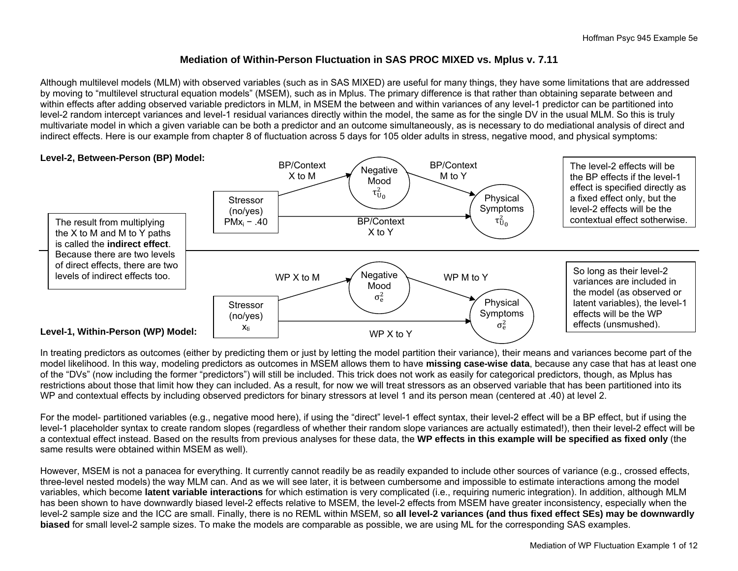# Mediation of Within-Person Fluctuation in SAS PROC MIXED vs. Mplus v. 7.11

Although multilevel models (MLM) with observed variables (such as in SAS MIXED) are useful for many things, they have some limitations that are addressed by moving to "multilevel structural equation models" (MSEM), such as in Mplus. The primary difference is that rather than obtaining separate between and within effects after adding observed variable predictors in MLM, in MSEM the between and within variances of any level-1 predictor can be partitioned into level-2 random intercept variances and level-1 residual variances directly within the model, the same as for the single DV in the usual MLM. So this is truly multivariate model in which a given variable can be both a predictor and an outcome simultaneously, as is necessary to do mediational analysis of direct and indirect effects. Here is our example from chapter 8 of fluctuation across 5 days for 105 older adults in stress, negative mood, and physical symptoms:

**Level-2, Between-Person (BP) Model:**

Stressor (no/yes) $PMx_i - .40$ → (BP/Context X to M) → Negative Mood $\tau^2_{U_0}$ → (BP/Context M to Y) → Physical Symptoms $\tau^2_{U_0}$

Stressor (no/yes) $PMx_i - .40$ → (BP/Context X to Y) → Physical Symptoms $\tau^2_{U_0}$

The level-2 effects will be the BP effects if the level-1 effect is specified directly as a fixed effect only, but the level-2 effects will be the contextual effect sotherwise.

The result from multiplying the X to M and M to Y paths is called the **indirect effect**. Because there are two levels of direct effects, there are two levels of indirect effects too.

**Level-1, Within-Person (WP) Model:**

Stressor (no/yes) $x_{ti}$ → (WP X to M) → Negative Mood $\sigma^2_e$ → (WP M to Y) → Physical Symptoms $\sigma^2_e$

Stressor (no/yes) $x_{ti}$ → (WP X to Y) → Physical Symptoms $\sigma^2_e$

So long as their level-2 variances are included in the model (as observed or latent variables), the level-1 effects will be the WP effects (unsmushed).

In treating predictors as outcomes (either by predicting them or just by letting the model partition their variance), their means and variances become part of the model likelihood. In this way, modeling predictors as outcomes in MSEM allows them to have **missing case-wise data**, because any case that has at least one of the "DVs" (now including the former "predictors") will still be included. This trick does not work as easily for categorical predictors, though, as Mplus has restrictions about those that limit how they can included. As a result, for now we will treat stressors as an observed variable that has been partitioned into its WP and contextual effects by including observed predictors for binary stressors at level 1 and its person mean (centered at .40) at level 2.

For the model- partitioned variables (e.g., negative mood here), if using the "direct" level-1 effect syntax, their level-2 effect will be a BP effect, but if using the level-1 placeholder syntax to create random slopes (regardless of whether their random slope variances are actually estimated!), then their level-2 effect will be a contextual effect instead. Based on the results from previous analyses for these data, the **WP effects in this example will be specified as fixed only** (the same results were obtained within MSEM as well).

However, MSEM is not a panacea for everything. It currently cannot readily be as readily expanded to include other sources of variance (e.g., crossed effects, three-level nested models) the way MLM can. And as we will see later, it is between cumbersome and impossible to estimate interactions among the model variables, which become **latent variable interactions** for which estimation is very complicated (i.e., requiring numeric integration). In addition, although MLM has been shown to have downwardly biased level-2 effects relative to MSEM, the level-2 effects from MSEM have greater inconsistency, especially when the level-2 sample size and the ICC are small. Finally, there is no REML within MSEM, so **all level-2 variances (and thus fixed effect SEs) may be downwardly biased** for small level-2 sample sizes. To make the models are comparable as possible, we are using ML for the corresponding SAS examples.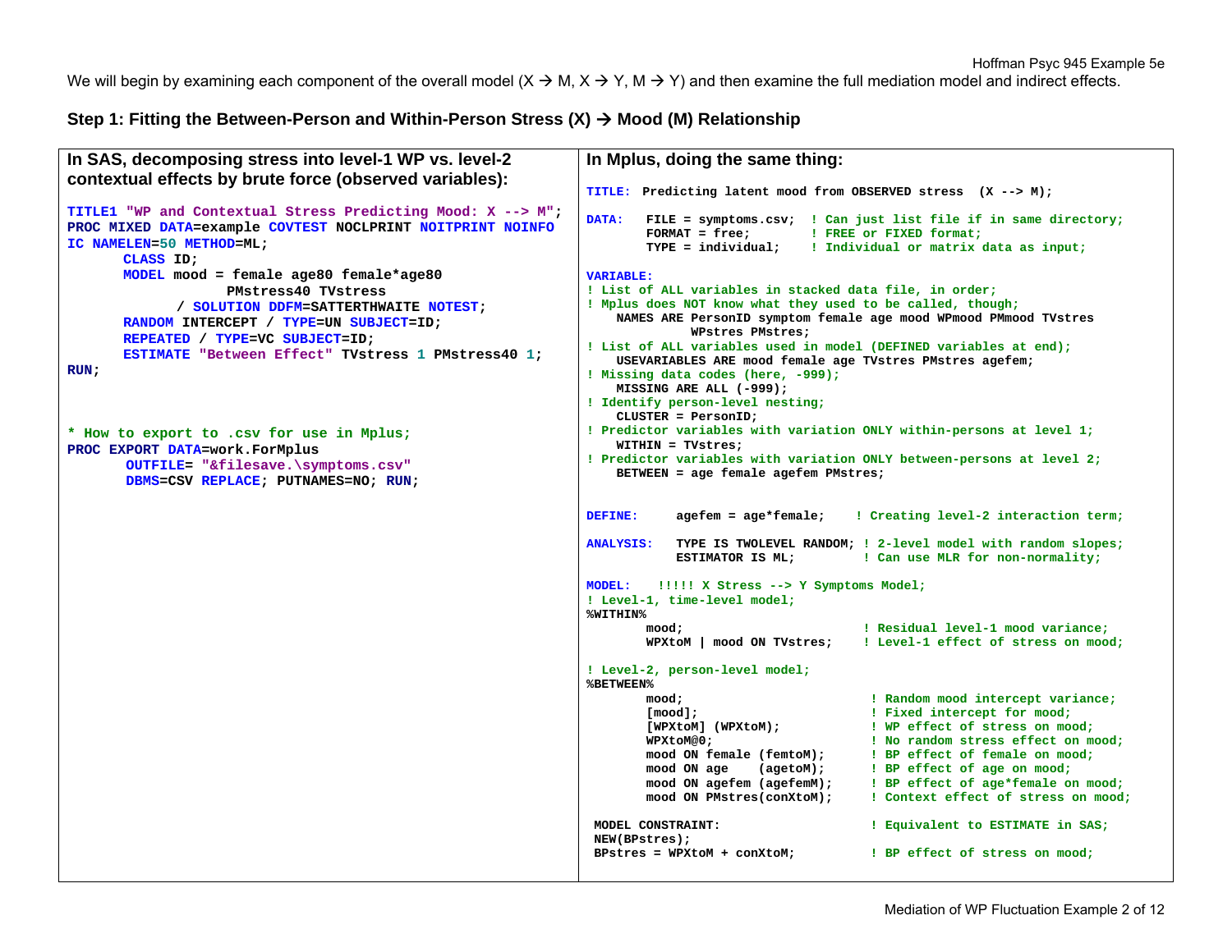We will begin by examining each component of the overall model (X → M, X → Y, M → Y) and then examine the full mediation model and indirect effects.

**Step 1: Fitting the Between-Person and Within-Person Stress (X) → Mood (M) Relationship**

**In SAS, decomposing stress into level-1 WP vs. level-2 contextual effects by brute force (observed variables):**

```
TITLE1 "WP and Contextual Stress Predicting Mood: X --> M";
PROC MIXED DATA=example COVTEST NOCLPRINT NOITPRINT NOINFO
IC NAMELEN=50 METHOD=ML;
      CLASS ID;
      MODEL mood = female age80 female*age80
                   PMstress40 TVstress
            / SOLUTION DDFM=SATTERTHWAITE NOTEST;
      RANDOM INTERCEPT / TYPE=UN SUBJECT=ID;
      REPEATED / TYPE=VC SUBJECT=ID;
      ESTIMATE "Between Effect" TVstress 1 PMstress40 1;
RUN;


* How to export to .csv for use in Mplus;
PROC EXPORT DATA=work.ForMplus
      OUTFILE= "&filesave.\symptoms.csv"
      DBMS=CSV REPLACE; PUTNAMES=NO; RUN;
```

**In Mplus, doing the same thing:**

```
TITLE:  Predicting latent mood from OBSERVED stress  (X --> M);

DATA:   FILE = symptoms.csv;  ! Can just list file if in same directory;
        FORMAT = free;        ! FREE or FIXED format;
        TYPE = individual;    ! Individual or matrix data as input;

VARIABLE:
! List of ALL variables in stacked data file, in order;
! Mplus does NOT know what they used to be called, though;
    NAMES ARE PersonID symptom female age mood WPmood PMmood TVstres
              WPstres PMstres;
! List of ALL variables used in model (DEFINED variables at end);
    USEVARIABLES ARE mood female age TVstres PMstres agefem;
! Missing data codes (here, -999);
    MISSING ARE ALL (-999);
! Identify person-level nesting;
    CLUSTER = PersonID;
! Predictor variables with variation ONLY within-persons at level 1;
    WITHIN = TVstres;
! Predictor variables with variation ONLY between-persons at level 2;
    BETWEEN = age female agefem PMstres;


DEFINE:     agefem = age*female;    ! Creating level-2 interaction term;

ANALYSIS:   TYPE IS TWOLEVEL RANDOM; ! 2-level model with random slopes;
            ESTIMATOR IS ML;         ! Can use MLR for non-normality;

MODEL:   !!!!! X Stress --> Y Symptoms Model;
! Level-1, time-level model;
%WITHIN%
        mood;                        ! Residual level-1 mood variance;
        WPXtoM | mood ON TVstres;    ! Level-1 effect of stress on mood;

! Level-2, person-level model;
%BETWEEN%
        mood;                         ! Random mood intercept variance;
        [mood];                       ! Fixed intercept for mood;
        [WPXtoM] (WPXtoM);            ! WP effect of stress on mood;
        WPXtoM@0;                     ! No random stress effect on mood;
        mood ON female (femtoM);      ! BP effect of female on mood;
        mood ON age    (agetoM);      ! BP effect of age on mood;
        mood ON agefem (agefemM);     ! BP effect of age*female on mood;
        mood ON PMstres(conXtoM);     ! Context effect of stress on mood;

 MODEL CONSTRAINT:                    ! Equivalent to ESTIMATE in SAS;
 NEW(BPstres);
 BPstres = WPXtoM + conXtoM;          ! BP effect of stress on mood;
```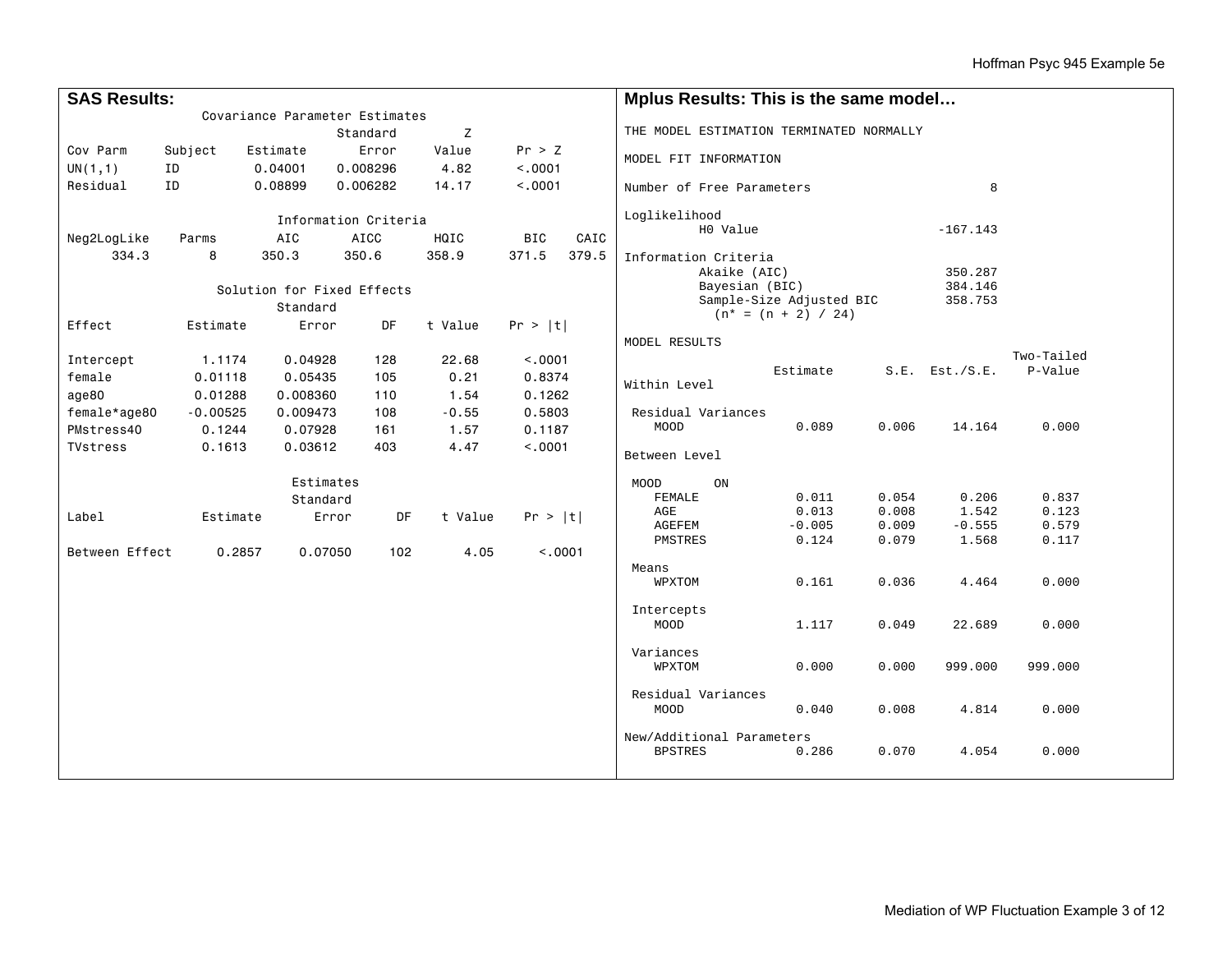**SAS Results:**

Covariance Parameter Estimates

| Cov Parm | Subject | Estimate | Standard Error | Z Value | Pr > Z |
|---|---|---|---|---|---|
| UN(1,1) | ID | 0.04001 | 0.008296 | 4.82 | <.0001 |
| Residual | ID | 0.08899 | 0.006282 | 14.17 | <.0001 |

Information Criteria

| Neg2LogLike | Parms | AIC | AICC | HQIC | BIC | CAIC |
|---|---|---|---|---|---|---|
| 334.3 | 8 | 350.3 | 350.6 | 358.9 | 371.5 | 379.5 |

Solution for Fixed Effects

| Effect | Estimate | Standard Error | DF | t Value | Pr > \|t\| |
|---|---|---|---|---|---|
| Intercept | 1.1174 | 0.04928 | 128 | 22.68 | <.0001 |
| female | 0.01118 | 0.05435 | 105 | 0.21 | 0.8374 |
| age80 | 0.01288 | 0.008360 | 110 | 1.54 | 0.1262 |
| female*age80 | -0.00525 | 0.009473 | 108 | -0.55 | 0.5803 |
| PMstress40 | 0.1244 | 0.07928 | 161 | 1.57 | 0.1187 |
| TVstress | 0.1613 | 0.03612 | 403 | 4.47 | <.0001 |

Estimates

| Label | Estimate | Standard Error | DF | t Value | Pr > \|t\| |
|---|---|---|---|---|---|
| Between Effect | 0.2857 | 0.07050 | 102 | 4.05 | <.0001 |

**Mplus Results: This is the same model…**

```
THE MODEL ESTIMATION TERMINATED NORMALLY

MODEL FIT INFORMATION

Number of Free Parameters                        8

Loglikelihood
          H0 Value                        -167.143

Information Criteria
          Akaike (AIC)                     350.287
          Bayesian (BIC)                   384.146
          Sample-Size Adjusted BIC         358.753
            (n* = (n + 2) / 24)

MODEL RESULTS
                                                    Two-Tailed
                    Estimate       S.E.  Est./S.E.    P-Value
Within Level

 Residual Variances
    MOOD               0.089      0.006     14.164      0.000

Between Level

 MOOD       ON
    FEMALE             0.011      0.054      0.206      0.837
    AGE                0.013      0.008      1.542      0.123
    AGEFEM            -0.005      0.009     -0.555      0.579
    PMSTRES            0.124      0.079      1.568      0.117

 Means
    WPXTOM             0.161      0.036      4.464      0.000

 Intercepts
    MOOD               1.117      0.049     22.689      0.000

 Variances
    WPXTOM             0.000      0.000    999.000    999.000

 Residual Variances
    MOOD               0.040      0.008      4.814      0.000

New/Additional Parameters
    BPSTRES            0.286      0.070      4.054      0.000
```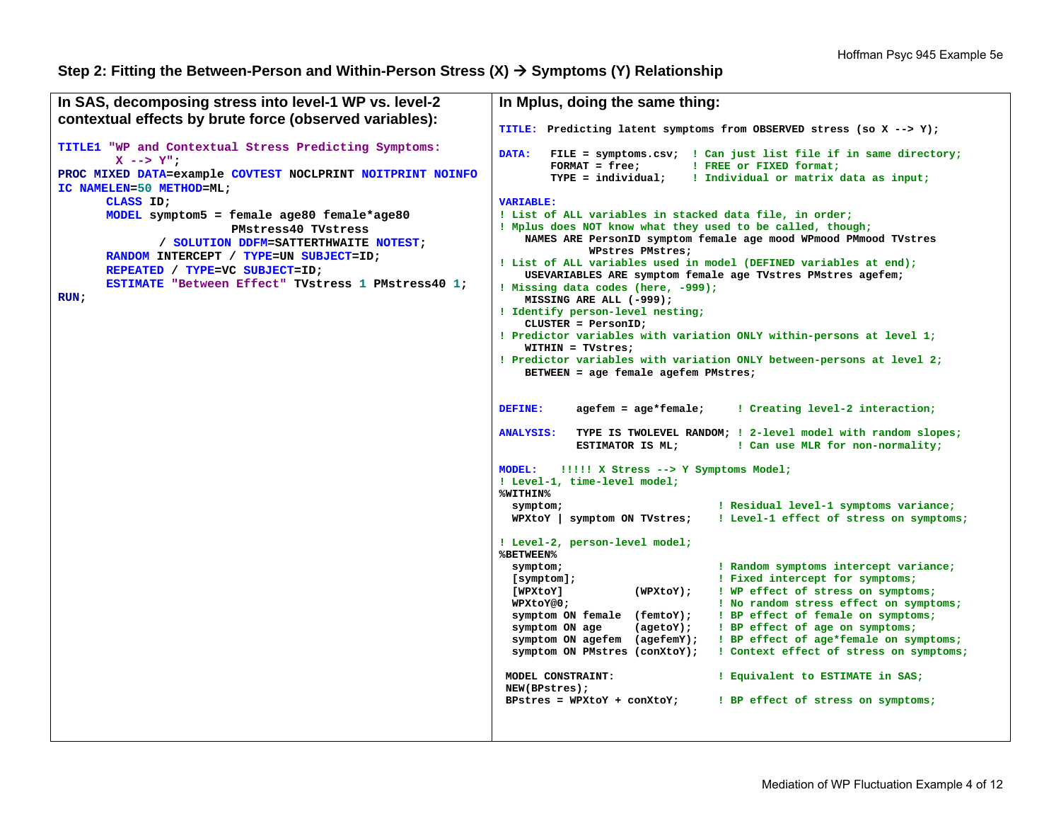## Step 2: Fitting the Between-Person and Within-Person Stress (X) → Symptoms (Y) Relationship

**In SAS, decomposing stress into level-1 WP vs. level-2 contextual effects by brute force (observed variables):**

```
TITLE1 "WP and Contextual Stress Predicting Symptoms:
        X --> Y";
PROC MIXED DATA=example COVTEST NOCLPRINT NOITPRINT NOINFO
IC NAMELEN=50 METHOD=ML;
      CLASS ID;
      MODEL symptom5 = female age80 female*age80
                       PMstress40 TVstress
            / SOLUTION DDFM=SATTERTHWAITE NOTEST;
      RANDOM INTERCEPT / TYPE=UN SUBJECT=ID;
      REPEATED / TYPE=VC SUBJECT=ID;
      ESTIMATE "Between Effect" TVstress 1 PMstress40 1;
RUN;
```

**In Mplus, doing the same thing:**

```
TITLE:  Predicting latent symptoms from OBSERVED stress (so X --> Y);

DATA:   FILE = symptoms.csv;  ! Can just list file if in same directory;
        FORMAT = free;        ! FREE or FIXED format;
        TYPE = individual;    ! Individual or matrix data as input;

VARIABLE:
! List of ALL variables in stacked data file, in order;
! Mplus does NOT know what they used to be called, though;
    NAMES ARE PersonID symptom female age WPmood PMmood TVstres
              WPstres PMstres;
! List of ALL variables used in model (DEFINED variables at end);
    USEVARIABLES ARE symptom female age TVstres PMstres agefem;
! Missing data codes (here, -999);
    MISSING ARE ALL (-999);
! Identify person-level nesting;
    CLUSTER = PersonID;
! Predictor variables with variation ONLY within-persons at level 1;
    WITHIN = TVstres;
! Predictor variables with variation ONLY between-persons at level 2;
    BETWEEN = age female agefem PMstres;


DEFINE:     agefem = age*female;     ! Creating level-2 interaction;

ANALYSIS:   TYPE IS TWOLEVEL RANDOM; ! 2-level model with random slopes;
            ESTIMATOR IS ML;         ! Can use MLR for non-normality;

MODEL:   !!!!! X Stress --> Y Symptoms Model;
! Level-1, time-level model;
%WITHIN%
  symptom;                        ! Residual level-1 symptoms variance;
  WPXtoY | symptom ON TVstres;    ! Level-1 effect of stress on symptoms;

! Level-2, person-level model;
%BETWEEN%
  symptom;                        ! Random symptoms intercept variance;
  [symptom];                      ! Fixed intercept for symptoms;
  [WPXtoY]           (WPXtoY);    ! WP effect of stress on symptoms;
  WPXtoY@0;                       ! No random stress effect on symptoms;
  symptom ON female  (femtoY);    ! BP effect of female on symptoms;
  symptom ON age     (agetoY);    ! BP effect of age on symptoms;
  symptom ON agefem  (agefemY);   ! BP effect of age*female on symptoms;
  symptom ON PMstres (conXtoY);   ! Context effect of stress on symptoms;

 MODEL CONSTRAINT:                ! Equivalent to ESTIMATE in SAS;
 NEW(BPstres);
 BPstres = WPXtoY + conXtoY;      ! BP effect of stress on symptoms;
```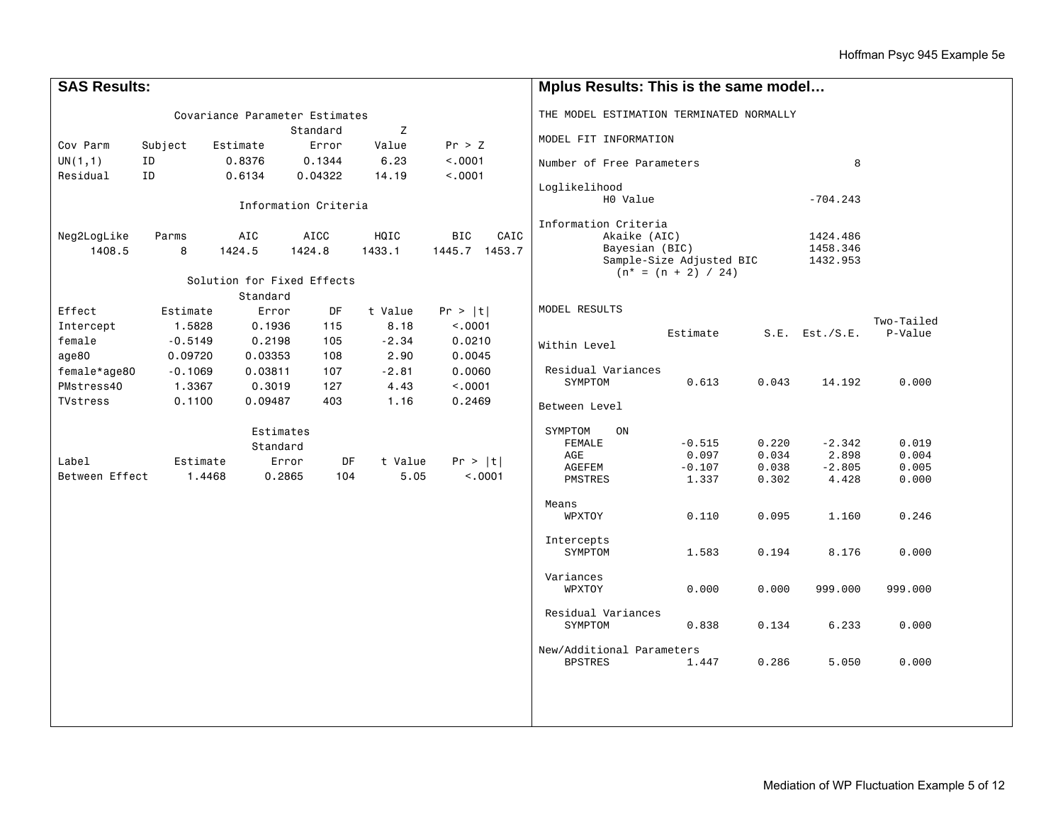## SAS Results:

Covariance Parameter Estimates

| Cov Parm | Subject | Estimate | Standard Error | Z Value | Pr > Z |
|---|---|---|---|---|---|
| UN(1,1) | ID | 0.8376 | 0.1344 | 6.23 | <.0001 |
| Residual | ID | 0.6134 | 0.04322 | 14.19 | <.0001 |

Information Criteria

| Neg2LogLike | Parms | AIC | AICC | HQIC | BIC | CAIC |
|---|---|---|---|---|---|---|
| 1408.5 | 8 | 1424.5 | 1424.8 | 1433.1 | 1445.7 | 1453.7 |

Solution for Fixed Effects

| Effect | Estimate | Standard Error | DF | t Value | Pr > \|t\| |
|---|---|---|---|---|---|
| Intercept | 1.5828 | 0.1936 | 115 | 8.18 | <.0001 |
| female | -0.5149 | 0.2198 | 105 | -2.34 | 0.0210 |
| age80 | 0.09720 | 0.03353 | 108 | 2.90 | 0.0045 |
| female*age80 | -0.1069 | 0.03811 | 107 | -2.81 | 0.0060 |
| PMstress40 | 1.3367 | 0.3019 | 127 | 4.43 | <.0001 |
| TVstress | 0.1100 | 0.09487 | 403 | 1.16 | 0.2469 |

Estimates

| Label | Estimate | Standard Error | DF | t Value | Pr > \|t\| |
|---|---|---|---|---|---|
| Between Effect | 1.4468 | 0.2865 | 104 | 5.05 | <.0001 |

## Mplus Results: This is the same model…

```
THE MODEL ESTIMATION TERMINATED NORMALLY

MODEL FIT INFORMATION

Number of Free Parameters                        8

Loglikelihood
          H0 Value                        -704.243

Information Criteria
          Akaike (AIC)                    1424.486
          Bayesian (BIC)                  1458.346
          Sample-Size Adjusted BIC        1432.953
            (n* = (n + 2) / 24)


MODEL RESULTS
                                                    Two-Tailed
                    Estimate       S.E.  Est./S.E.    P-Value
Within Level

 Residual Variances
    SYMPTOM            0.613      0.043     14.192      0.000

Between Level

 SYMPTOM    ON
    FEMALE            -0.515      0.220     -2.342      0.019
    AGE                0.097      0.034      2.898      0.004
    AGEFEM            -0.107      0.038     -2.805      0.005
    PMSTRES            1.337      0.302      4.428      0.000

 Means
    WPXTOY             0.110      0.095      1.160      0.246

 Intercepts
    SYMPTOM            1.583      0.194      8.176      0.000

 Variances
    WPXTOY             0.000      0.000    999.000    999.000

 Residual Variances
    SYMPTOM            0.838      0.134      6.233      0.000

New/Additional Parameters
    BPSTRES            1.447      0.286      5.050      0.000
```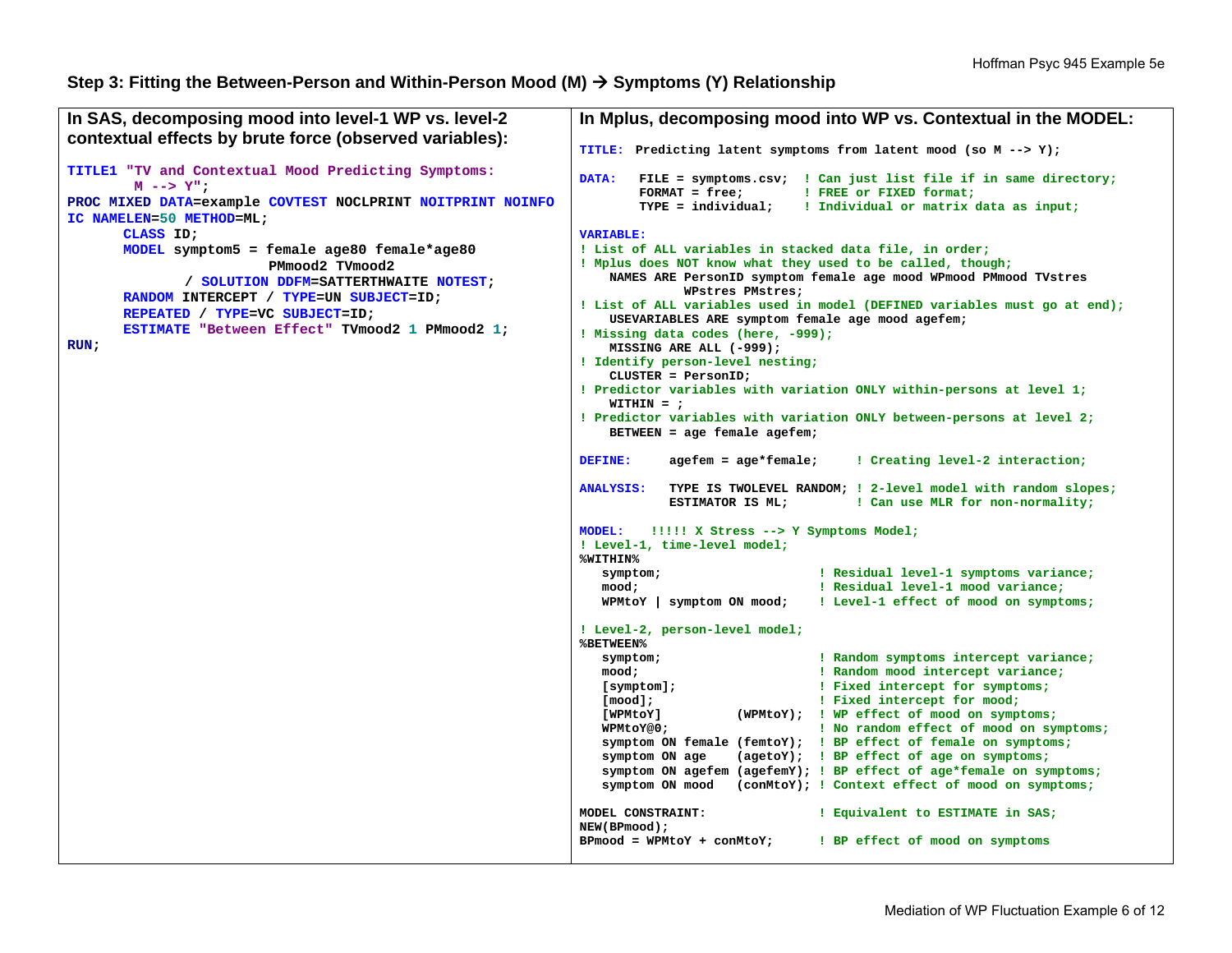### Step 3: Fitting the Between-Person and Within-Person Mood (M) → Symptoms (Y) Relationship

**In SAS, decomposing mood into level-1 WP vs. level-2 contextual effects by brute force (observed variables):**

```
TITLE1 "TV and Contextual Mood Predicting Symptoms:
    M --> Y";
PROC MIXED DATA=example COVTEST NOCLPRINT NOITPRINT NOINFO
IC NAMELEN=50 METHOD=ML;
      CLASS ID;
      MODEL symptom5 = female age80 female*age80
                       PMmood2 TVmood2
            / SOLUTION DDFM=SATTERTHWAITE NOTEST;
      RANDOM INTERCEPT / TYPE=UN SUBJECT=ID;
      REPEATED / TYPE=VC SUBJECT=ID;
      ESTIMATE "Between Effect" TVmood2 1 PMmood2 1;
RUN;
```

**In Mplus, decomposing mood into WP vs. Contextual in the MODEL:**

```
TITLE:  Predicting latent symptoms from latent mood (so M --> Y);

DATA:   FILE = symptoms.csv;  ! Can just list file if in same directory;
        FORMAT = free;        ! FREE or FIXED format;
        TYPE = individual;    ! Individual or matrix data as input;

VARIABLE:
! List of ALL variables in stacked data file, in order;
! Mplus does NOT know what they used to be called, though;
    NAMES ARE PersonID symptom female age mood WPmood PMmood TVstres
              WPstres PMstres;
! List of ALL variables used in model (DEFINED variables must go at end);
    USEVARIABLES ARE symptom female age mood agefem;
! Missing data codes (here, -999);
    MISSING ARE ALL (-999);
! Identify person-level nesting;
    CLUSTER = PersonID;
! Predictor variables with variation ONLY within-persons at level 1;
    WITHIN = ;
! Predictor variables with variation ONLY between-persons at level 2;
    BETWEEN = age female agefem;

DEFINE:     agefem = age*female;     ! Creating level-2 interaction;

ANALYSIS:   TYPE IS TWOLEVEL RANDOM; ! 2-level model with random slopes;
            ESTIMATOR IS ML;         ! Can use MLR for non-normality;

MODEL:   !!!!! X Stress --> Y Symptoms Model;
! Level-1, time-level model;
%WITHIN%
   symptom;                     ! Residual level-1 symptoms variance;
   mood;                        ! Residual level-1 mood variance;
   WPMtoY | symptom ON mood;    ! Level-1 effect of mood on symptoms;

! Level-2, person-level model;
%BETWEEN%
   symptom;                     ! Random symptoms intercept variance;
   mood;                        ! Random mood intercept variance;
   [symptom];                   ! Fixed intercept for symptoms;
   [mood];                      ! Fixed intercept for mood;
   [WPMtoY]          (WPMtoY);  ! WP effect of mood on symptoms;
   WPMtoY@0;                    ! No random effect of mood on symptoms;
   symptom ON female (femtoY);  ! BP effect of female on symptoms;
   symptom ON age    (agetoY);  ! BP effect of age on symptoms;
   symptom ON agefem (agefemY); ! BP effect of age*female on symptoms;
   symptom ON mood   (conMtoY); ! Context effect of mood on symptoms;

MODEL CONSTRAINT:               ! Equivalent to ESTIMATE in SAS;
NEW(BPmood);
BPmood = WPMtoY + conMtoY;      ! BP effect of mood on symptoms
```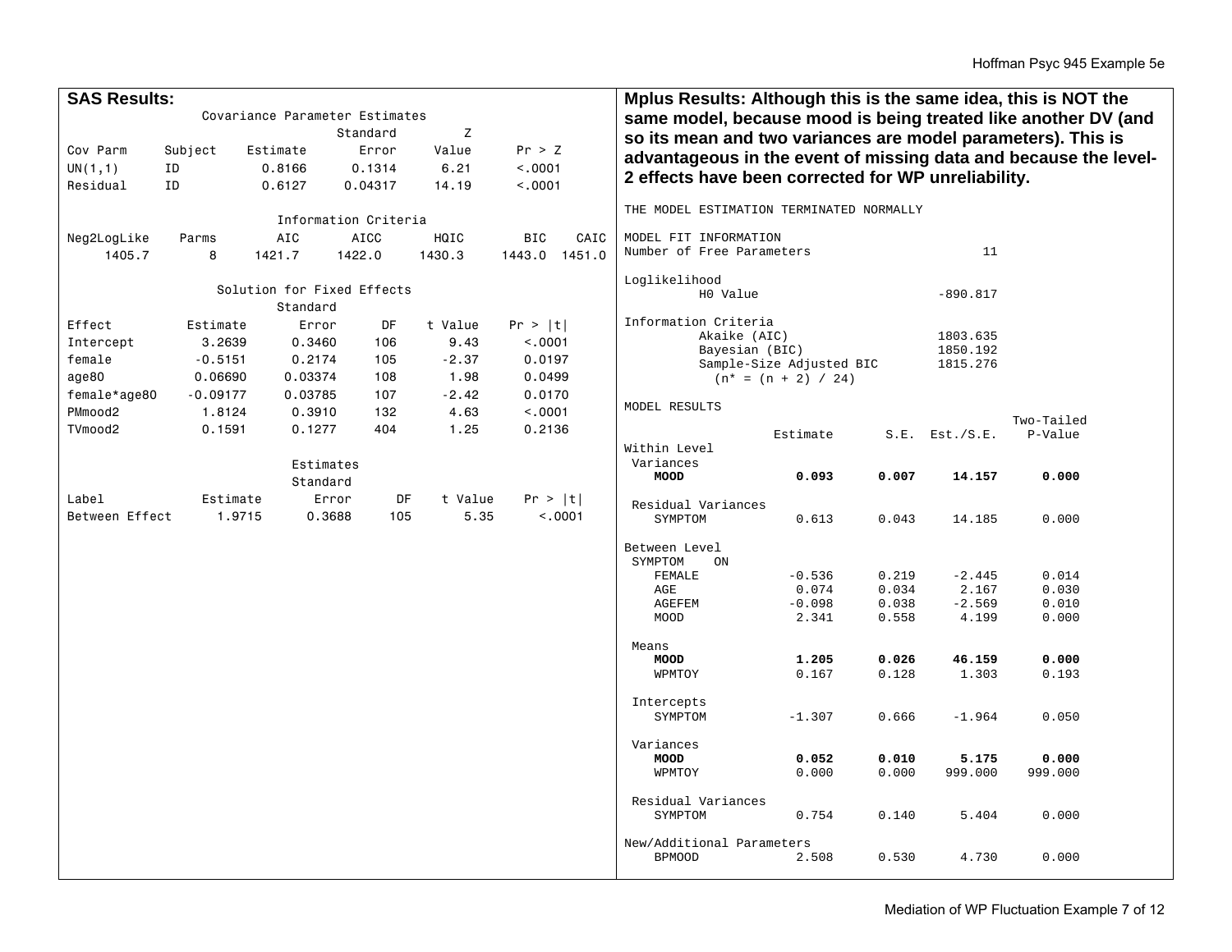**SAS Results:**

```
                    Covariance Parameter Estimates

                                    Standard         Z
Cov Parm     Subject    Estimate       Error     Value      Pr > Z
UN(1,1)      ID           0.8166      0.1314      6.21      <.0001
Residual     ID           0.6127     0.04317     14.19      <.0001

                         Information Criteria

Neg2LogLike    Parms       AIC      AICC      HQIC       BIC    CAIC
     1405.7        8    1421.7    1422.0    1430.3    1443.0  1451.0

                      Solution for Fixed Effects
                              Standard
Effect          Estimate       Error      DF    t Value    Pr > |t|
Intercept         3.2639      0.3460     106       9.43      <.0001
female           -0.5151      0.2174     105      -2.37      0.0197
age80            0.06690     0.03374     108       1.98      0.0499
female*age80    -0.09177     0.03785     107      -2.42      0.0170
PMmood2           1.8124      0.3910     132       4.63      <.0001
TVmood2           0.1591      0.1277     404       1.25      0.2136

                              Estimates
                              Standard
Label             Estimate       Error      DF    t Value    Pr > |t|
Between Effect      1.9715      0.3688     105       5.35      <.0001
```

**Mplus Results: Although this is the same idea, this is NOT the same model, because mood is being treated like another DV (and so its mean and two variances are model parameters). This is advantageous in the event of missing data and because the level-2 effects have been corrected for WP unreliability.**

```
THE MODEL ESTIMATION TERMINATED NORMALLY

MODEL FIT INFORMATION
Number of Free Parameters                       11

Loglikelihood
          H0 Value                        -890.817

Information Criteria
          Akaike (AIC)                    1803.635
          Bayesian (BIC)                  1850.192
          Sample-Size Adjusted BIC        1815.276
            (n* = (n + 2) / 24)

MODEL RESULTS
                                                    Two-Tailed
                    Estimate       S.E.  Est./S.E.    P-Value
Within Level
 Variances
    MOOD               0.093      0.007     14.157      0.000

 Residual Variances
    SYMPTOM            0.613      0.043     14.185      0.000

Between Level
 SYMPTOM    ON
    FEMALE            -0.536      0.219     -2.445      0.014
    AGE                0.074      0.034      2.167      0.030
    AGEFEM            -0.098      0.038     -2.569      0.010
    MOOD               2.341      0.558      4.199      0.000

 Means
    MOOD               1.205      0.026     46.159      0.000
    WPMTOY             0.167      0.128      1.303      0.193

 Intercepts
    SYMPTOM           -1.307      0.666     -1.964      0.050

 Variances
    MOOD               0.052      0.010      5.175      0.000
    WPMTOY             0.000      0.000    999.000    999.000

 Residual Variances
    SYMPTOM            0.754      0.140      5.404      0.000

New/Additional Parameters
    BPMOOD             2.508      0.530      4.730      0.000
```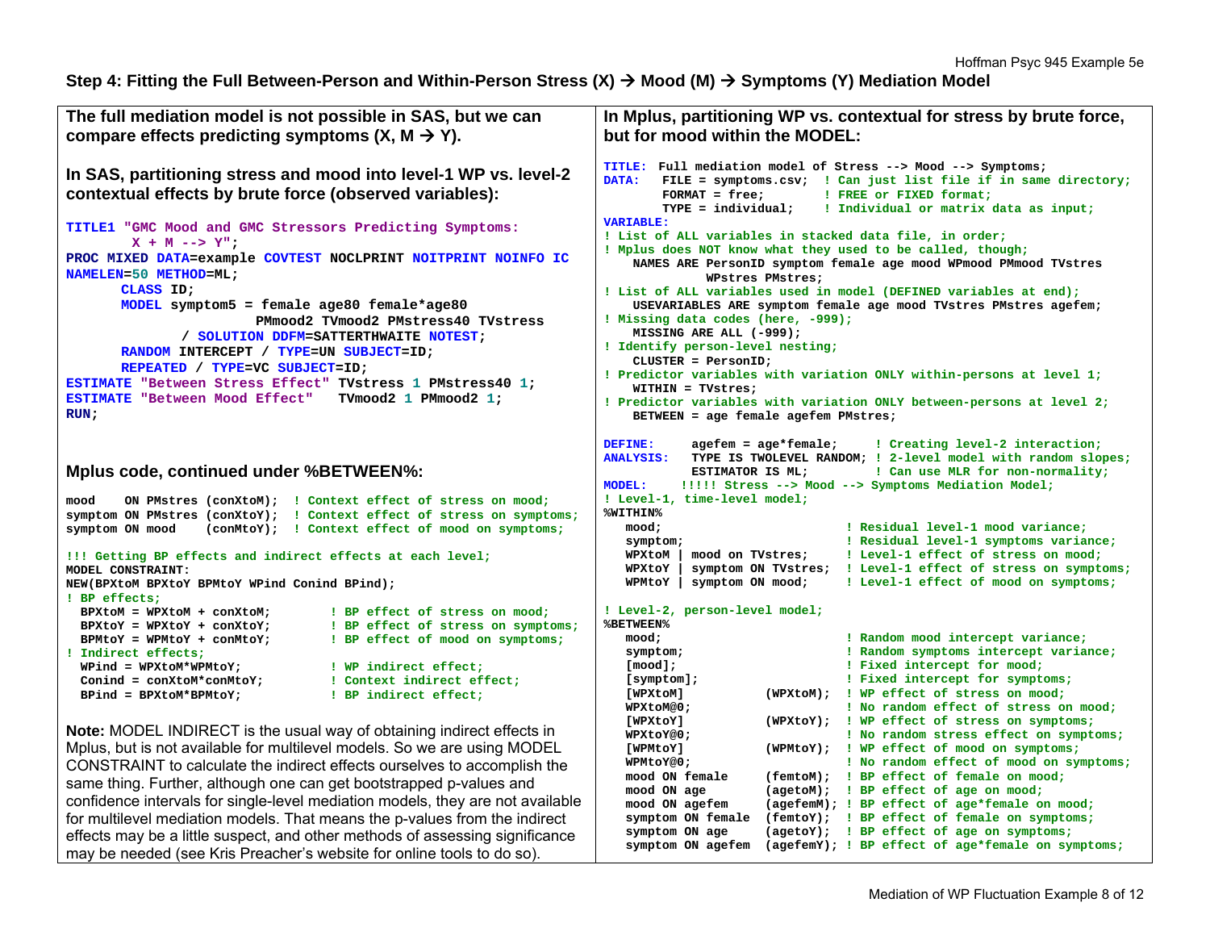## Step 4: Fitting the Full Between-Person and Within-Person Stress (X) → Mood (M) → Symptoms (Y) Mediation Model

**The full mediation model is not possible in SAS, but we can compare effects predicting symptoms (X, M → Y).**

**In SAS, partitioning stress and mood into level-1 WP vs. level-2 contextual effects by brute force (observed variables):**

```
TITLE1 "GMC Mood and GMC Stressors Predicting Symptoms:
        X + M --> Y";
PROC MIXED DATA=example COVTEST NOCLPRINT NOITPRINT NOINFO IC
NAMELEN=50 METHOD=ML;
      CLASS ID;
      MODEL symptom5 = female age80 female*age80
                       PMmood2 TVmood2 PMstress40 TVstress
            / SOLUTION DDFM=SATTERTHWAITE NOTEST;
      RANDOM INTERCEPT / TYPE=UN SUBJECT=ID;
      REPEATED / TYPE=VC SUBJECT=ID;
ESTIMATE "Between Stress Effect" TVstress 1 PMstress40 1;
ESTIMATE "Between Mood Effect"   TVmood2 1 PMmood2 1;
RUN;
```

**In Mplus, partitioning WP vs. contextual for stress by brute force, but for mood within the MODEL:**

```
TITLE:  Full mediation model of Stress --> Mood --> Symptoms;
DATA:    FILE = symptoms.csv;  ! Can just list file if in same directory;
         FORMAT = free;        ! FREE or FIXED format;
         TYPE = individual;    ! Individual or matrix data as input;
VARIABLE:
! List of ALL variables in stacked data file, in order;
! Mplus does NOT know what they used to be called, though;
    NAMES ARE PersonID symptom female age mood WPmood PMmood TVstres
              WPstres PMstres;
! List of ALL variables used in model (DEFINED variables at end);
    USEVARIABLES ARE symptom female age mood TVstres PMstres agefem;
! Missing data codes (here, -999);
    MISSING ARE ALL (-999);
! Identify person-level nesting;
    CLUSTER = PersonID;
! Predictor variables with variation ONLY within-persons at level 1;
    WITHIN = TVstres;
! Predictor variables with variation ONLY between-persons at level 2;
    BETWEEN = age female agefem PMstres;

DEFINE:     agefem = age*female;     ! Creating level-2 interaction;
ANALYSIS:   TYPE IS TWOLEVEL RANDOM; ! 2-level model with random slopes;
            ESTIMATOR IS ML;         ! Can use MLR for non-normality;
MODEL:    !!!!! Stress --> Mood --> Symptoms Mediation Model;
! Level-1, time-level model;
%WITHIN%
   mood;                          ! Residual level-1 mood variance;
   symptom;                       ! Residual level-1 symptoms variance;
   WPXtoM | mood on TVstres;      ! Level-1 effect of stress on mood;
   WPXtoY | symptom ON TVstres;   ! Level-1 effect of stress on symptoms;
   WPMtoY | symptom ON mood;      ! Level-1 effect of mood on symptoms;

! Level-2, person-level model;
%BETWEEN%
   mood;                          ! Random mood intercept variance;
   symptom;                       ! Random symptoms intercept variance;
   [mood];                        ! Fixed intercept for mood;
   [symptom];                     ! Fixed intercept for symptoms;
   [WPXtoM]           (WPXtoM);   ! WP effect of stress on mood;
   WPXtoM@0;                      ! No random effect of stress on mood;
   [WPXtoY]           (WPXtoY);   ! WP effect of stress on symptoms;
   WPXtoY@0;                      ! No random stress effect on symptoms;
   [WPMtoY]           (WPMtoY);   ! WP effect of mood on symptoms;
   WPMtoY@0;                      ! No random effect of mood on symptoms;
   mood ON female     (femtoM);   ! BP effect of female on mood;
   mood ON age        (agetoM);   ! BP effect of age on mood;
   mood ON agefem     (agefemM);  ! BP effect of age*female on mood;
   symptom ON female  (femtoY);   ! BP effect of female on symptoms;
   symptom ON age     (agetoY);   ! BP effect of age on symptoms;
   symptom ON agefem  (agefemY);  ! BP effect of age*female on symptoms;
```

**Mplus code, continued under %BETWEEN%:**

```
mood    ON PMstres (conXtoM);  ! Context effect of stress on mood;
symptom ON PMstres (conXtoY);  ! Context effect of stress on symptoms;
symptom ON mood    (conMtoY);  ! Context effect of mood on symptoms;

!!! Getting BP effects and indirect effects at each level;
MODEL CONSTRAINT:
NEW(BPXtoM BPXtoY BPMtoY WPind Conind BPind);
! BP effects;
  BPXtoM = WPXtoM + conXtoM;        ! BP effect of stress on mood;
  BPXtoY = WPXtoY + conXtoY;        ! BP effect of stress on symptoms;
  BPMtoY = WPMtoY + conMtoY;        ! BP effect of mood on symptoms;
! Indirect effects;
  WPind = WPXtoM*WPMtoY;            ! WP indirect effect;
  Conind = conXtoM*conMtoY;         ! Context indirect effect;
  BPind = BPXtoM*BPMtoY;            ! BP indirect effect;
```

**Note:** MODEL INDIRECT is the usual way of obtaining indirect effects in Mplus, but is not available for multilevel models. So we are using MODEL CONSTRAINT to calculate the indirect effects ourselves to accomplish the same thing. Further, although one can get bootstrapped p-values and confidence intervals for single-level mediation models, they are not available for multilevel mediation models. That means the p-values from the indirect effects may be a little suspect, and other methods of assessing significance may be needed (see Kris Preacher's website for online tools to do so).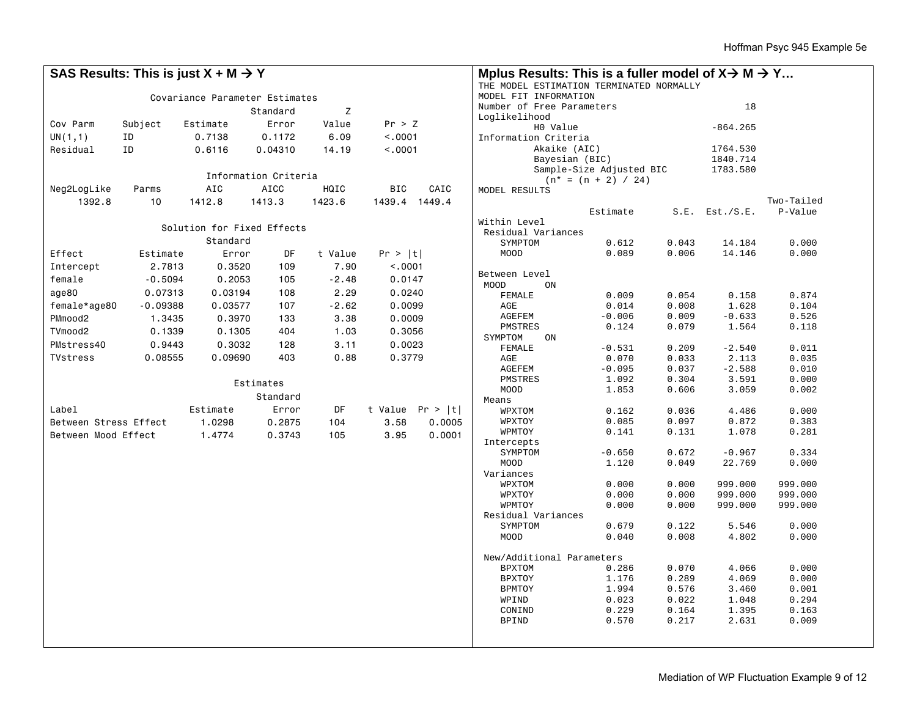## SAS Results: This is just X + M → Y

**Covariance Parameter Estimates**

| Cov Parm | Subject | Estimate | Standard Error | Z Value | Pr > Z |
|---|---|---|---|---|---|
| UN(1,1) | ID | 0.7138 | 0.1172 | 6.09 | <.0001 |
| Residual | ID | 0.6116 | 0.04310 | 14.19 | <.0001 |

**Information Criteria**

| Neg2LogLike | Parms | AIC | AICC | HQIC | BIC | CAIC |
|---|---|---|---|---|---|---|
| 1392.8 | 10 | 1412.8 | 1413.3 | 1423.6 | 1439.4 | 1449.4 |

**Solution for Fixed Effects**

| Effect | Estimate | Standard Error | DF | t Value | Pr > \|t\| |
|---|---|---|---|---|---|
| Intercept | 2.7813 | 0.3520 | 109 | 7.90 | <.0001 |
| female | -0.5094 | 0.2053 | 105 | -2.48 | 0.0147 |
| age80 | 0.07313 | 0.03194 | 108 | 2.29 | 0.0240 |
| female*age80 | -0.09388 | 0.03577 | 107 | -2.62 | 0.0099 |
| PMmood2 | 1.3435 | 0.3970 | 133 | 3.38 | 0.0009 |
| TVmood2 | 0.1339 | 0.1305 | 404 | 1.03 | 0.3056 |
| PMstress40 | 0.9443 | 0.3032 | 128 | 3.11 | 0.0023 |
| TVstress | 0.08555 | 0.09690 | 403 | 0.88 | 0.3779 |

**Estimates**

| Label | Estimate | Standard Error | DF | t Value | Pr > \|t\| |
|---|---|---|---|---|---|
| Between Stress Effect | 1.0298 | 0.2875 | 104 | 3.58 | 0.0005 |
| Between Mood Effect | 1.4774 | 0.3743 | 105 | 3.95 | 0.0001 |

## Mplus Results: This is a fuller model of X→ M → Y…

```
THE MODEL ESTIMATION TERMINATED NORMALLY
MODEL FIT INFORMATION
Number of Free Parameters                        18
Loglikelihood
          H0 Value                         -864.265
Information Criteria
          Akaike (AIC)                     1764.530
          Bayesian (BIC)                   1840.714
          Sample-Size Adjusted BIC         1783.580
            (n* = (n + 2) / 24)
MODEL RESULTS
                                                    Two-Tailed
                    Estimate       S.E.  Est./S.E.    P-Value
Within Level
 Residual Variances
    SYMPTOM            0.612      0.043     14.184      0.000
    MOOD               0.089      0.006     14.146      0.000

Between Level
 MOOD       ON
    FEMALE             0.009      0.054      0.158      0.874
    AGE                0.014      0.008      1.628      0.104
    AGEFEM            -0.006      0.009     -0.633      0.526
    PMSTRES            0.124      0.079      1.564      0.118
 SYMPTOM    ON
    FEMALE            -0.531      0.209     -2.540      0.011
    AGE                0.070      0.033      2.113      0.035
    AGEFEM            -0.095      0.037     -2.588      0.010
    PMSTRES            1.092      0.304      3.591      0.000
    MOOD               1.853      0.606      3.059      0.002
 Means
    WPXTOM             0.162      0.036      4.486      0.000
    WPXTOY             0.085      0.097      0.872      0.383
    WPMTOY             0.141      0.131      1.078      0.281
 Intercepts
    SYMPTOM           -0.650      0.672     -0.967      0.334
    MOOD               1.120      0.049     22.769      0.000
 Variances
    WPXTOM             0.000      0.000    999.000    999.000
    WPXTOY             0.000      0.000    999.000    999.000
    WPMTOY             0.000      0.000    999.000    999.000
 Residual Variances
    SYMPTOM            0.679      0.122      5.546      0.000
    MOOD               0.040      0.008      4.802      0.000

 New/Additional Parameters
    BPXTOM             0.286      0.070      4.066      0.000
    BPXTOY             1.176      0.289      4.069      0.000
    BPMTOY             1.994      0.576      3.460      0.001
    WPIND              0.023      0.022      1.048      0.294
    CONIND             0.229      0.164      1.395      0.163
    BPIND              0.570      0.217      2.631      0.009
```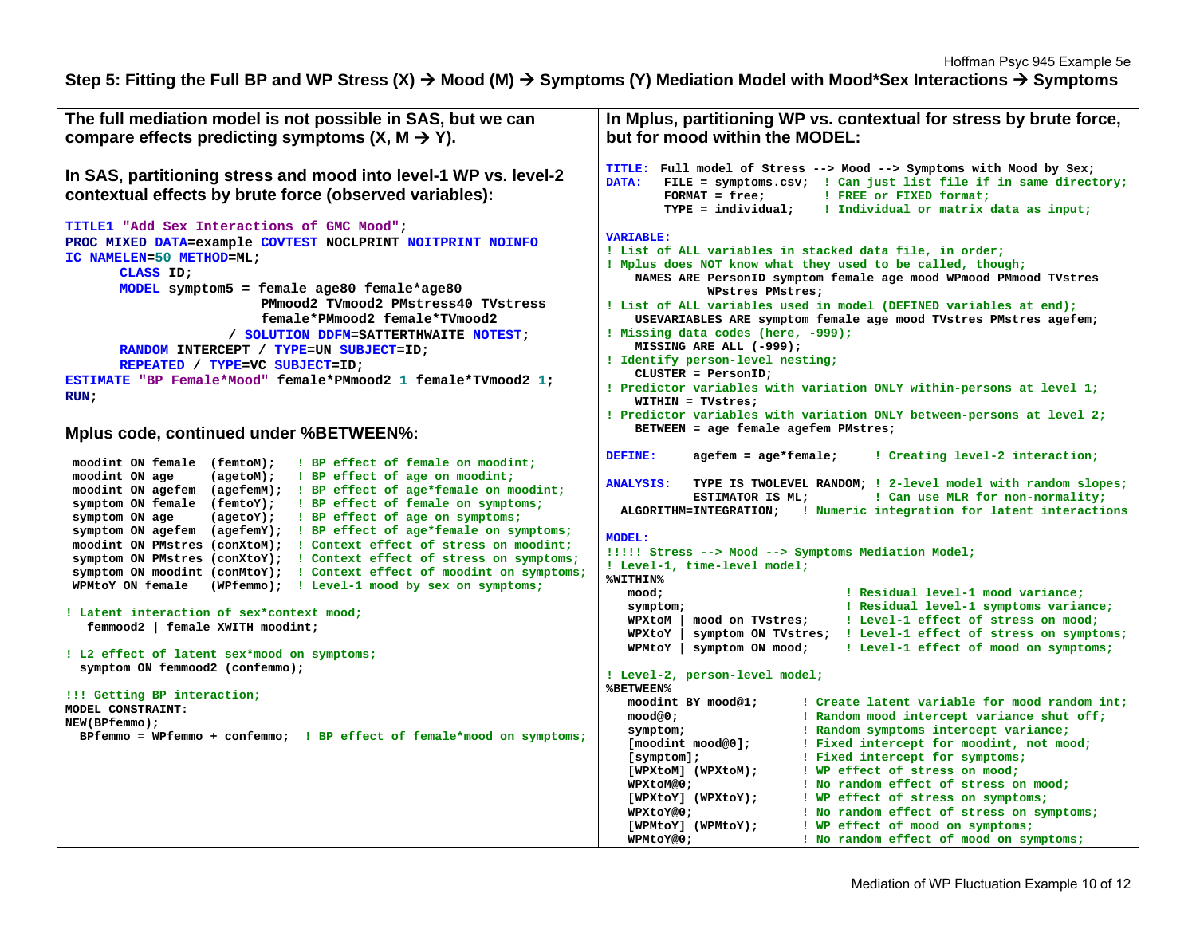## Step 5: Fitting the Full BP and WP Stress (X) → Mood (M) → Symptoms (Y) Mediation Model with Mood*Sex Interactions → Symptoms

**The full mediation model is not possible in SAS, but we can compare effects predicting symptoms (X, M → Y).**

**In SAS, partitioning stress and mood into level-1 WP vs. level-2 contextual effects by brute force (observed variables):**

```
TITLE1 "Add Sex Interactions of GMC Mood";
PROC MIXED DATA=example COVTEST NOCLPRINT NOITPRINT NOINFO
IC NAMELEN=50 METHOD=ML;
      CLASS ID;
      MODEL symptom5 = female age80 female*age80
                       PMmood2 TVmood2 PMstress40 TVstress
                       female*PMmood2 female*TVmood2
                  / SOLUTION DDFM=SATTERTHWAITE NOTEST;
      RANDOM INTERCEPT / TYPE=UN SUBJECT=ID;
      REPEATED / TYPE=VC SUBJECT=ID;
ESTIMATE "BP Female*Mood" female*PMmood2 1 female*TVmood2 1;
RUN;
```

**Mplus code, continued under %BETWEEN%:**

```
 moodint ON female  (femtoM);   ! BP effect of female on moodint;
 moodint ON age     (agetoM);   ! BP effect of age on moodint;
 moodint ON agefem  (agefemM);  ! BP effect of age*female on moodint;
 symptom ON female  (femtoY);   ! BP effect of female on symptoms;
 symptom ON age     (agetoY);   ! BP effect of age on symptoms;
 symptom ON agefem  (agefemY);  ! BP effect of age*female on symptoms;
 moodint ON PMstres (conXtoM);  ! Context effect of stress on moodint;
 symptom ON PMstres (conXtoY);  ! Context effect of stress on symptoms;
 symptom ON moodint (conMtoY);  ! Context effect of moodint on symptoms;
 WPMtoY ON female   (WPfemmo);  ! Level-1 mood by sex on symptoms;

! Latent interaction of sex*context mood;
   femmood2 | female XWITH moodint;

! L2 effect of latent sex*mood on symptoms;
  symptom ON femmood2 (confemmo);

!!! Getting BP interaction;
MODEL CONSTRAINT:
NEW(BPfemmo);
  BPfemmo = WPfemmo + confemmo;  ! BP effect of female*mood on symptoms;
```

**In Mplus, partitioning WP vs. contextual for stress by brute force, but for mood within the MODEL:**

```
TITLE:  Full model of Stress --> Mood --> Symptoms with Mood by Sex;
DATA:   FILE = symptoms.csv;  ! Can just list file if in same directory;
        FORMAT = free;        ! FREE or FIXED format;
        TYPE = individual;    ! Individual or matrix data as input;

VARIABLE:
! List of ALL variables in stacked data file, in order;
! Mplus does NOT know what they used to be called, though;
    NAMES ARE PersonID symptom female age mood WPmood PMmood TVstres
              WPstres PMstres;
! List of ALL variables used in model (DEFINED variables at end);
    USEVARIABLES ARE symptom female age mood TVstres PMstres agefem;
! Missing data codes (here, -999);
    MISSING ARE ALL (-999);
! Identify person-level nesting;
    CLUSTER = PersonID;
! Predictor variables with variation ONLY within-persons at level 1;
    WITHIN = TVstres;
! Predictor variables with variation ONLY between-persons at level 2;
    BETWEEN = age female agefem PMstres;

DEFINE:     agefem = age*female;     ! Creating level-2 interaction;

ANALYSIS:   TYPE IS TWOLEVEL RANDOM; ! 2-level model with random slopes;
            ESTIMATOR IS ML;         ! Can use MLR for non-normality;
  ALGORITHM=INTEGRATION;   ! Numeric integration for latent interactions

MODEL:
!!!!! Stress --> Mood --> Symptoms Mediation Model;
! Level-1, time-level model;
%WITHIN%
   mood;                          ! Residual level-1 mood variance;
   symptom;                       ! Residual level-1 symptoms variance;
   WPXtoM | mood on TVstres;      ! Level-1 effect of stress on mood;
   WPXtoY | symptom ON TVstres;   ! Level-1 effect of stress on symptoms;
   WPMtoY | symptom ON mood;      ! Level-1 effect of mood on symptoms;

! Level-2, person-level model;
%BETWEEN%
   moodint BY mood@1;        ! Create latent variable for mood random int;
   mood@0;                   ! Random mood intercept variance shut off;
   symptom;                  ! Random symptoms intercept variance;
   [moodint mood@0];         ! Fixed intercept for moodint, not mood;
   [symptom];                ! Fixed intercept for symptoms;
   [WPXtoM] (WPXtoM);        ! WP effect of stress on mood;
   WPXtoM@0;                 ! No random effect of stress on mood;
   [WPXtoY] (WPXtoY);        ! WP effect of stress on symptoms;
   WPXtoY@0;                 ! No random effect of stress on symptoms;
   [WPMtoY] (WPMtoY);        ! WP effect of mood on symptoms;
   WPMtoY@0;                 ! No random effect of mood on symptoms;
```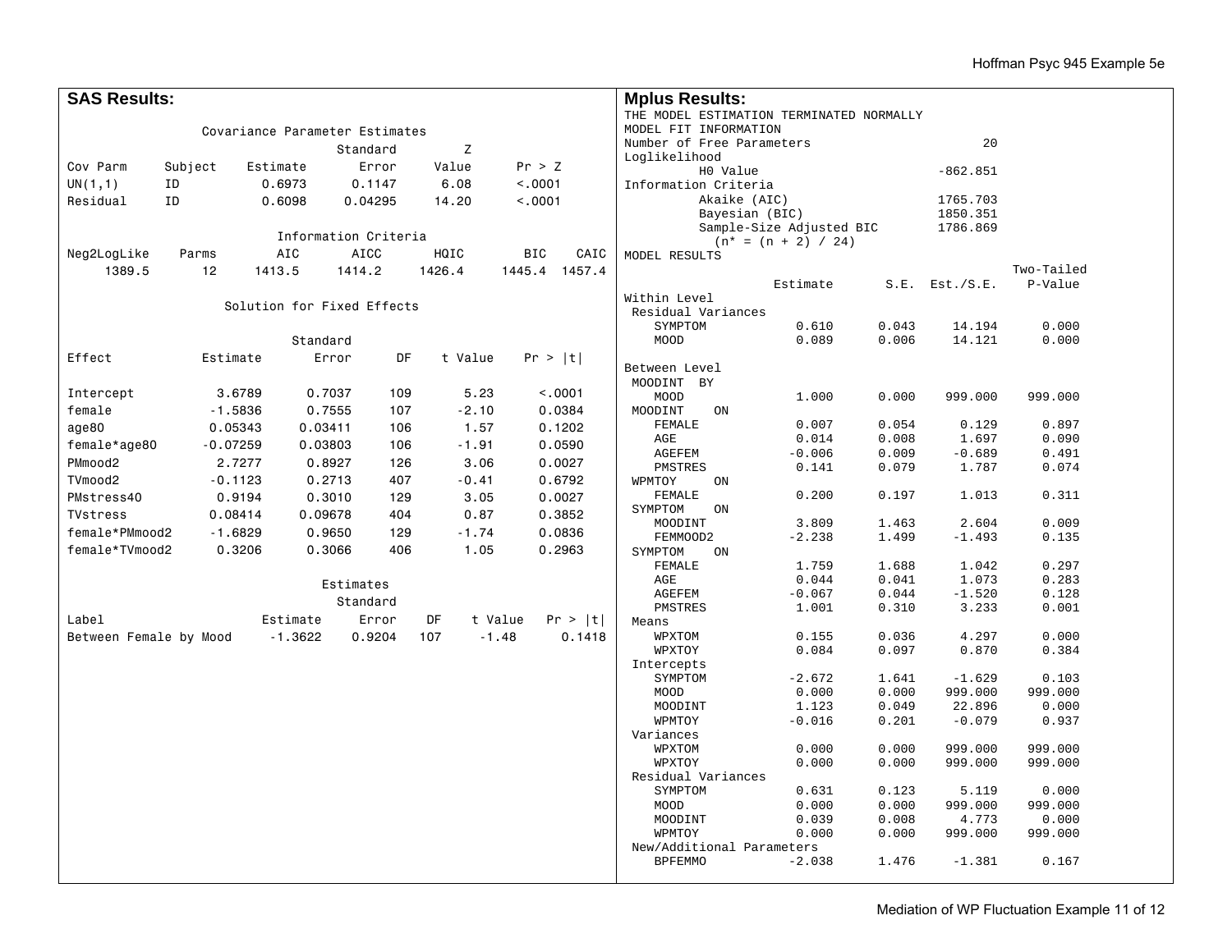**SAS Results:**

Covariance Parameter Estimates

| Cov Parm | Subject | Estimate | Standard Error | Z Value | Pr > Z |
|---|---|---|---|---|---|
| UN(1,1) | ID | 0.6973 | 0.1147 | 6.08 | <.0001 |
| Residual | ID | 0.6098 | 0.04295 | 14.20 | <.0001 |

Information Criteria

| Neg2LogLike | Parms | AIC | AICC | HQIC | BIC | CAIC |
|---|---|---|---|---|---|---|
| 1389.5 | 12 | 1413.5 | 1414.2 | 1426.4 | 1445.4 | 1457.4 |

Solution for Fixed Effects

| Effect | Estimate | Standard Error | DF | t Value | Pr > \|t\| |
|---|---|---|---|---|---|
| Intercept | 3.6789 | 0.7037 | 109 | 5.23 | <.0001 |
| female | -1.5836 | 0.7555 | 107 | -2.10 | 0.0384 |
| age80 | 0.05343 | 0.03411 | 106 | 1.57 | 0.1202 |
| female*age80 | -0.07259 | 0.03803 | 106 | -1.91 | 0.0590 |
| PMmood2 | 2.7277 | 0.8927 | 126 | 3.06 | 0.0027 |
| TVmood2 | -0.1123 | 0.2713 | 407 | -0.41 | 0.6792 |
| PMstress40 | 0.9194 | 0.3010 | 129 | 3.05 | 0.0027 |
| TVstress | 0.08414 | 0.09678 | 404 | 0.87 | 0.3852 |
| female*PMmood2 | -1.6829 | 0.9650 | 129 | -1.74 | 0.0836 |
| female*TVmood2 | 0.3206 | 0.3066 | 406 | 1.05 | 0.2963 |

Estimates

| Label | Estimate | Standard Error | DF | t Value | Pr > \|t\| |
|---|---|---|---|---|---|
| Between Female by Mood | -1.3622 | 0.9204 | 107 | -1.48 | 0.1418 |

**Mplus Results:**

```
THE MODEL ESTIMATION TERMINATED NORMALLY
MODEL FIT INFORMATION
Number of Free Parameters                        20
Loglikelihood
        H0 Value                           -862.851
Information Criteria
        Akaike (AIC)                       1765.703
        Bayesian (BIC)                     1850.351
        Sample-Size Adjusted BIC           1786.869
          (n* = (n + 2) / 24)
MODEL RESULTS
                                                    Two-Tailed
                    Estimate       S.E.  Est./S.E.    P-Value
Within Level
 Residual Variances
   SYMPTOM             0.610      0.043     14.194      0.000
   MOOD                0.089      0.006     14.121      0.000

Between Level
 MOODINT  BY
   MOOD                1.000      0.000    999.000    999.000
 MOODINT    ON
   FEMALE              0.007      0.054      0.129      0.897
   AGE                 0.014      0.008      1.697      0.090
   AGEFEM             -0.006      0.009     -0.689      0.491
   PMSTRES             0.141      0.079      1.787      0.074
 WPMTOY     ON
   FEMALE              0.200      0.197      1.013      0.311
 SYMPTOM    ON
   MOODINT             3.809      1.463      2.604      0.009
   FEMMOOD2           -2.238      1.499     -1.493      0.135
 SYMPTOM    ON
   FEMALE              1.759      1.688      1.042      0.297
   AGE                 0.044      0.041      1.073      0.283
   AGEFEM             -0.067      0.044     -1.520      0.128
   PMSTRES             1.001      0.310      3.233      0.001
 Means
   WPXTOM              0.155      0.036      4.297      0.000
   WPXTOY              0.084      0.097      0.870      0.384
 Intercepts
   SYMPTOM            -2.672      1.641     -1.629      0.103
   MOOD                0.000      0.000    999.000    999.000
   MOODINT             1.123      0.049     22.896      0.000
   WPMTOY             -0.016      0.201     -0.079      0.937
 Variances
   WPXTOM              0.000      0.000    999.000    999.000
   WPXTOY              0.000      0.000    999.000    999.000
 Residual Variances
   SYMPTOM             0.631      0.123      5.119      0.000
   MOOD                0.000      0.000    999.000    999.000
   MOODINT             0.039      0.008      4.773      0.000
   WPMTOY              0.000      0.000    999.000    999.000
 New/Additional Parameters
   BPFEMMO            -2.038      1.476     -1.381      0.167
```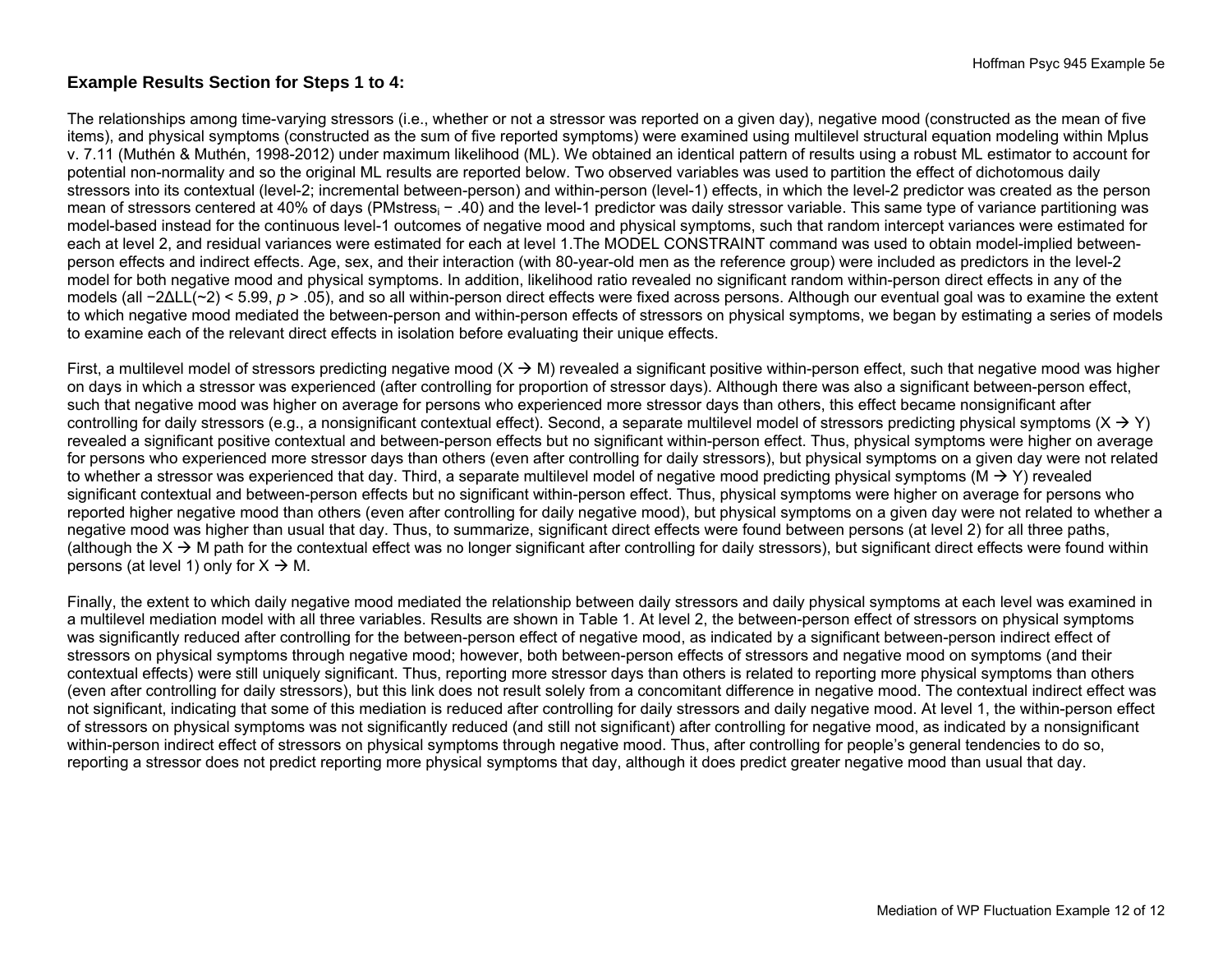## Example Results Section for Steps 1 to 4:

The relationships among time-varying stressors (i.e., whether or not a stressor was reported on a given day), negative mood (constructed as the mean of five items), and physical symptoms (constructed as the sum of five reported symptoms) were examined using multilevel structural equation modeling within Mplus v. 7.11 (Muthén & Muthén, 1998-2012) under maximum likelihood (ML). We obtained an identical pattern of results using a robust ML estimator to account for potential non-normality and so the original ML results are reported below. Two observed variables was used to partition the effect of dichotomous daily stressors into its contextual (level-2; incremental between-person) and within-person (level-1) effects, in which the level-2 predictor was created as the person mean of stressors centered at 40% of days ($PMstress_i - .40$) and the level-1 predictor was daily stressor variable. This same type of variance partitioning was model-based instead for the continuous level-1 outcomes of negative mood and physical symptoms, such that random intercept variances were estimated for each at level 2, and residual variances were estimated for each at level 1.The MODEL CONSTRAINT command was used to obtain model-implied between-person effects and indirect effects. Age, sex, and their interaction (with 80-year-old men as the reference group) were included as predictors in the level-2 model for both negative mood and physical symptoms. In addition, likelihood ratio revealed no significant random within-person direct effects in any of the models (all $-2\Delta LL(\sim 2) < 5.99$, $p > .05$), and so all within-person direct effects were fixed across persons. Although our eventual goal was to examine the extent to which negative mood mediated the between-person and within-person effects of stressors on physical symptoms, we began by estimating a series of models to examine each of the relevant direct effects in isolation before evaluating their unique effects.

First, a multilevel model of stressors predicting negative mood (X → M) revealed a significant positive within-person effect, such that negative mood was higher on days in which a stressor was experienced (after controlling for proportion of stressor days). Although there was also a significant between-person effect, such that negative mood was higher on average for persons who experienced more stressor days than others, this effect became nonsignificant after controlling for daily stressors (e.g., a nonsignificant contextual effect). Second, a separate multilevel model of stressors predicting physical symptoms (X → Y) revealed a significant positive contextual and between-person effects but no significant within-person effect. Thus, physical symptoms were higher on average for persons who experienced more stressor days than others (even after controlling for daily stressors), but physical symptoms on a given day were not related to whether a stressor was experienced that day. Third, a separate multilevel model of negative mood predicting physical symptoms (M → Y) revealed significant contextual and between-person effects but no significant within-person effect. Thus, physical symptoms were higher on average for persons who reported higher negative mood than others (even after controlling for daily negative mood), but physical symptoms on a given day were not related to whether a negative mood was higher than usual that day. Thus, to summarize, significant direct effects were found between persons (at level 2) for all three paths, (although the X → M path for the contextual effect was no longer significant after controlling for daily stressors), but significant direct effects were found within persons (at level 1) only for X → M.

Finally, the extent to which daily negative mood mediated the relationship between daily stressors and daily physical symptoms at each level was examined in a multilevel mediation model with all three variables. Results are shown in Table 1. At level 2, the between-person effect of stressors on physical symptoms was significantly reduced after controlling for the between-person effect of negative mood, as indicated by a significant between-person indirect effect of stressors on physical symptoms through negative mood; however, both between-person effects of stressors and negative mood on symptoms (and their contextual effects) were still uniquely significant. Thus, reporting more stressor days than others is related to reporting more physical symptoms than others (even after controlling for daily stressors), but this link does not result solely from a concomitant difference in negative mood. The contextual indirect effect was not significant, indicating that some of this mediation is reduced after controlling for daily stressors and daily negative mood. At level 1, the within-person effect of stressors on physical symptoms was not significantly reduced (and still not significant) after controlling for negative mood, as indicated by a nonsignificant within-person indirect effect of stressors on physical symptoms through negative mood. Thus, after controlling for people's general tendencies to do so, reporting a stressor does not predict reporting more physical symptoms that day, although it does predict greater negative mood than usual that day.